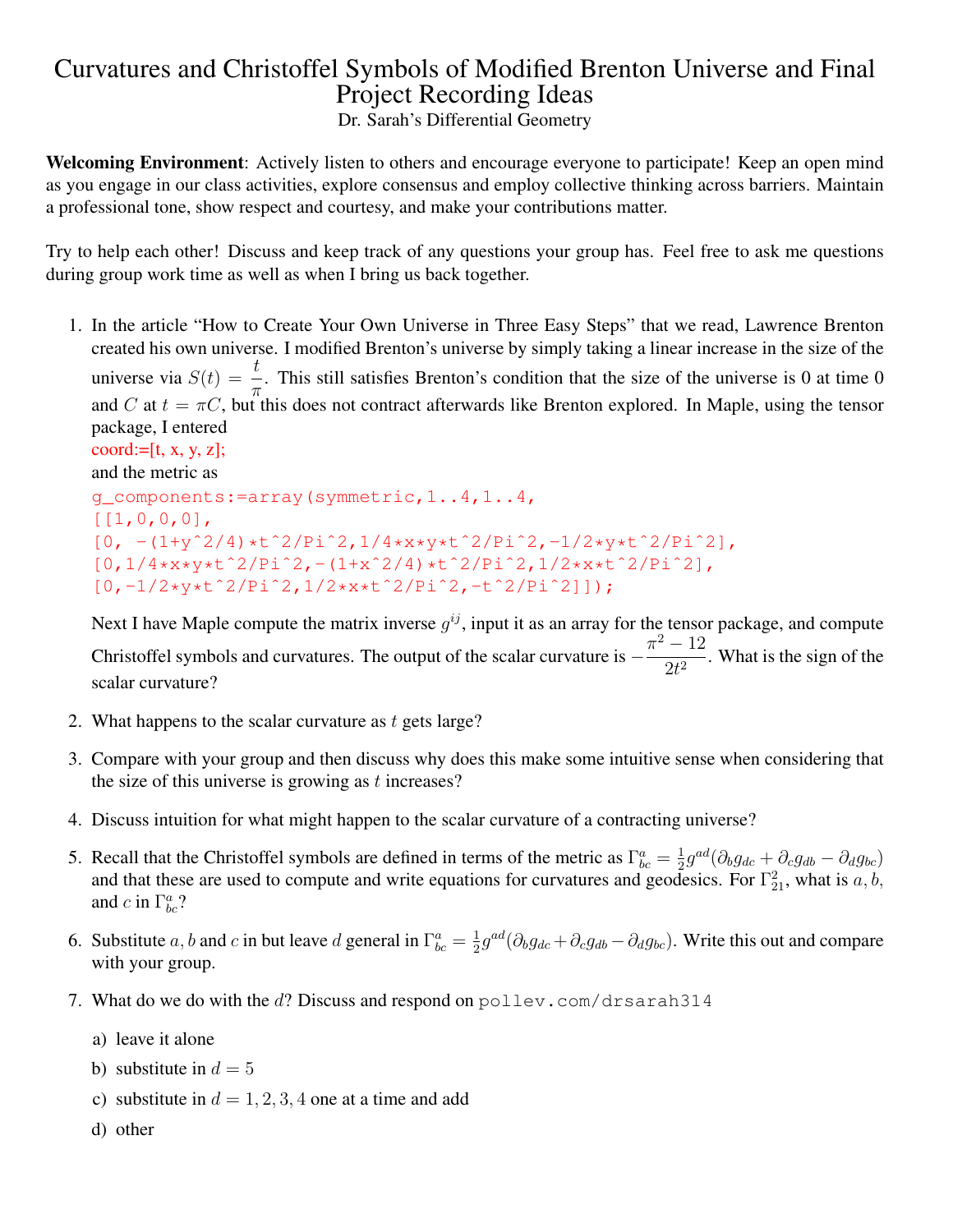# Curvatures and Christoffel Symbols of Modified Brenton Universe and Final Project Recording Ideas

Dr. Sarah's Differential Geometry

**Welcoming Environment**: Actively listen to others and encourage everyone to participate! Keep an open mind as you engage in our class activities, explore consensus and employ collective thinking across barriers. Maintain a professional tone, show respect and courtesy, and make your contributions matter.

Try to help each other! Discuss and keep track of any questions your group has. Feel free to ask me questions during group work time as well as when I bring us back together.

1. In the article "How to Create Your Own Universe in Three Easy Steps" that we read, Lawrence Brenton created his own universe. I modified Brenton's universe by simply taking a linear increase in the size of the universe via $S(t) = \frac{t}{\pi}$. This still satisfies Brenton's condition that the size of the universe is 0 at time 0 and $C$ at $t = \pi C$, but this does not contract afterwards like Brenton explored. In Maple, using the tensor package, I entered

   ```
   coord:=[t, x, y, z];
   ```

   and the metric as

   ```
   g_components:=array(symmetric,1..4,1..4,
   [[1,0,0,0],
   [0, -(1+y^2/4)*t^2/Pi^2,1/4*x*y*t^2/Pi^2,-1/2*y*t^2/Pi^2],
   [0,1/4*x*y*t^2/Pi^2,-(1+x^2/4)*t^2/Pi^2,1/2*x*t^2/Pi^2],
   [0,-1/2*y*t^2/Pi^2,1/2*x*t^2/Pi^2,-t^2/Pi^2]]);
   ```

   Next I have Maple compute the matrix inverse $g^{ij}$, input it as an array for the tensor package, and compute Christoffel symbols and curvatures. The output of the scalar curvature is $-\frac{\pi^2 - 12}{2t^2}$. What is the sign of the scalar curvature?

2. What happens to the scalar curvature as $t$ gets large?

3. Compare with your group and then discuss why does this make some intuitive sense when considering that the size of this universe is growing as $t$ increases?

4. Discuss intuition for what might happen to the scalar curvature of a contracting universe?

5. Recall that the Christoffel symbols are defined in terms of the metric as $\Gamma^a_{bc} = \frac{1}{2} g^{ad}(\partial_b g_{dc} + \partial_c g_{db} - \partial_d g_{bc})$ and that these are used to compute and write equations for curvatures and geodesics. For $\Gamma^2_{21}$, what is $a, b$, and $c$ in $\Gamma^a_{bc}$?

6. Substitute $a, b$ and $c$ in but leave $d$ general in $\Gamma^a_{bc} = \frac{1}{2} g^{ad}(\partial_b g_{dc} + \partial_c g_{db} - \partial_d g_{bc})$. Write this out and compare with your group.

7. What do we do with the $d$? Discuss and respond on `pollev.com/drsarah314`

   a) leave it alone

   b) substitute in $d = 5$

   c) substitute in $d = 1, 2, 3, 4$ one at a time and add

   d) other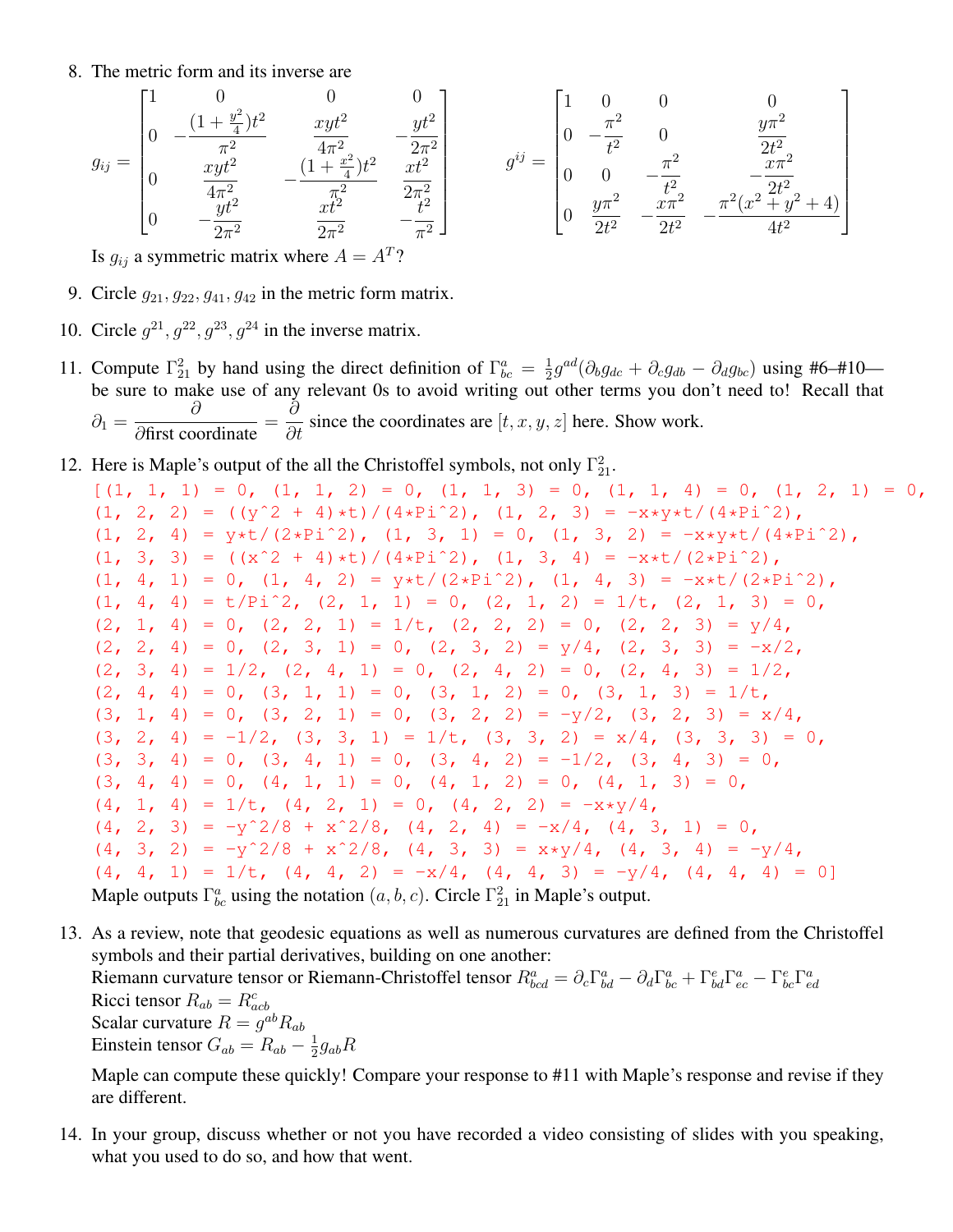8. The metric form and its inverse are

$$g_{ij} = \begin{bmatrix} 1 & 0 & 0 & 0 \\ 0 & -\frac{(1+\frac{y^2}{4})t^2}{\pi^2} & \frac{xyt^2}{4\pi^2} & -\frac{yt^2}{2\pi^2} \\ 0 & \frac{xyt^2}{4\pi^2} & -\frac{(1+\frac{x^2}{4})t^2}{\pi^2} & \frac{xt^2}{2\pi^2} \\ 0 & -\frac{yt^2}{2\pi^2} & \frac{xt^2}{2\pi^2} & -\frac{t^2}{\pi^2} \end{bmatrix} \qquad g^{ij} = \begin{bmatrix} 1 & 0 & 0 & 0 \\ 0 & -\frac{\pi^2}{t^2} & 0 & \frac{y\pi^2}{2t^2} \\ 0 & 0 & -\frac{\pi^2}{t^2} & -\frac{x\pi^2}{2t^2} \\ 0 & \frac{y\pi^2}{2t^2} & -\frac{x\pi^2}{2t^2} & -\frac{\pi^2(x^2+y^2+4)}{4t^2} \end{bmatrix}$$

Is $g_{ij}$ a symmetric matrix where $A = A^T$?

9. Circle $g_{21}, g_{22}, g_{41}, g_{42}$ in the metric form matrix.

10. Circle $g^{21}, g^{22}, g^{23}, g^{24}$ in the inverse matrix.

11. Compute $\Gamma^2_{21}$ by hand using the direct definition of $\Gamma^a_{bc} = \frac{1}{2}g^{ad}(\partial_b g_{dc} + \partial_c g_{db} - \partial_d g_{bc})$ using #6–#10—be sure to make use of any relevant 0s to avoid writing out other terms you don't need to! Recall that $\partial_1 = \frac{\partial}{\partial \text{first coordinate}} = \frac{\partial}{\partial t}$ since the coordinates are $[t, x, y, z]$ here. Show work.

12. Here is Maple's output of the all the Christoffel symbols, not only $\Gamma^2_{21}$.

```
[(1, 1, 1) = 0, (1, 1, 2) = 0, (1, 1, 3) = 0, (1, 1, 4) = 0, (1, 2, 1) = 0,
(1, 2, 2) = ((y^2 + 4)*t)/(4*Pi^2), (1, 2, 3) = -x*y*t/(4*Pi^2),
(1, 2, 4) = y*t/(2*Pi^2), (1, 3, 1) = 0, (1, 3, 2) = -x*y*t/(4*Pi^2),
(1, 3, 3) = ((x^2 + 4)*t)/(4*Pi^2), (1, 3, 4) = -x*t/(2*Pi^2),
(1, 4, 1) = 0, (1, 4, 2) = y*t/(2*Pi^2), (1, 4, 3) = -x*t/(2*Pi^2),
(1, 4, 4) = t/Pi^2, (2, 1, 1) = 0, (2, 1, 2) = 1/t, (2, 1, 3) = 0,
(2, 1, 4) = 0, (2, 2, 1) = 1/t, (2, 2, 2) = 0, (2, 2, 3) = y/4,
(2, 2, 4) = 0, (2, 3, 1) = 0, (2, 3, 2) = y/4, (2, 3, 3) = -x/2,
(2, 3, 4) = 1/2, (2, 4, 1) = 0, (2, 4, 2) = 0, (2, 4, 3) = 1/2,
(2, 4, 4) = 0, (3, 1, 1) = 0, (3, 1, 2) = 0, (3, 1, 3) = 1/t,
(3, 1, 4) = 0, (3, 2, 1) = 0, (3, 2, 2) = -y/2, (3, 2, 3) = x/4,
(3, 2, 4) = -1/2, (3, 3, 1) = 1/t, (3, 3, 2) = x/4, (3, 3, 3) = 0,
(3, 3, 4) = 0, (3, 4, 1) = 0, (3, 4, 2) = -1/2, (3, 4, 3) = 0,
(3, 4, 4) = 0, (4, 1, 1) = 0, (4, 1, 2) = 0, (4, 1, 3) = 0,
(4, 1, 4) = 1/t, (4, 2, 1) = 0, (4, 2, 2) = -x*y/4,
(4, 2, 3) = -y^2/8 + x^2/8, (4, 2, 4) = -x/4, (4, 3, 1) = 0,
(4, 3, 2) = -y^2/8 + x^2/8, (4, 3, 3) = x*y/4, (4, 3, 4) = -y/4,
(4, 4, 1) = 1/t, (4, 4, 2) = -x/4, (4, 4, 3) = -y/4, (4, 4, 4) = 0]
```

Maple outputs $\Gamma^a_{bc}$ using the notation $(a, b, c)$. Circle $\Gamma^2_{21}$ in Maple's output.

13. As a review, note that geodesic equations as well as numerous curvatures are defined from the Christoffel symbols and their partial derivatives, building on one another:
    Riemann curvature tensor or Riemann-Christoffel tensor $R^a_{bcd} = \partial_c \Gamma^a_{bd} - \partial_d \Gamma^a_{bc} + \Gamma^e_{bd}\Gamma^a_{ec} - \Gamma^e_{bc}\Gamma^a_{ed}$
    Ricci tensor $R_{ab} = R^c_{acb}$
    Scalar curvature $R = g^{ab}R_{ab}$
    Einstein tensor $G_{ab} = R_{ab} - \frac{1}{2}g_{ab}R$

    Maple can compute these quickly! Compare your response to #11 with Maple's response and revise if they are different.

14. In your group, discuss whether or not you have recorded a video consisting of slides with you speaking, what you used to do so, and how that went.